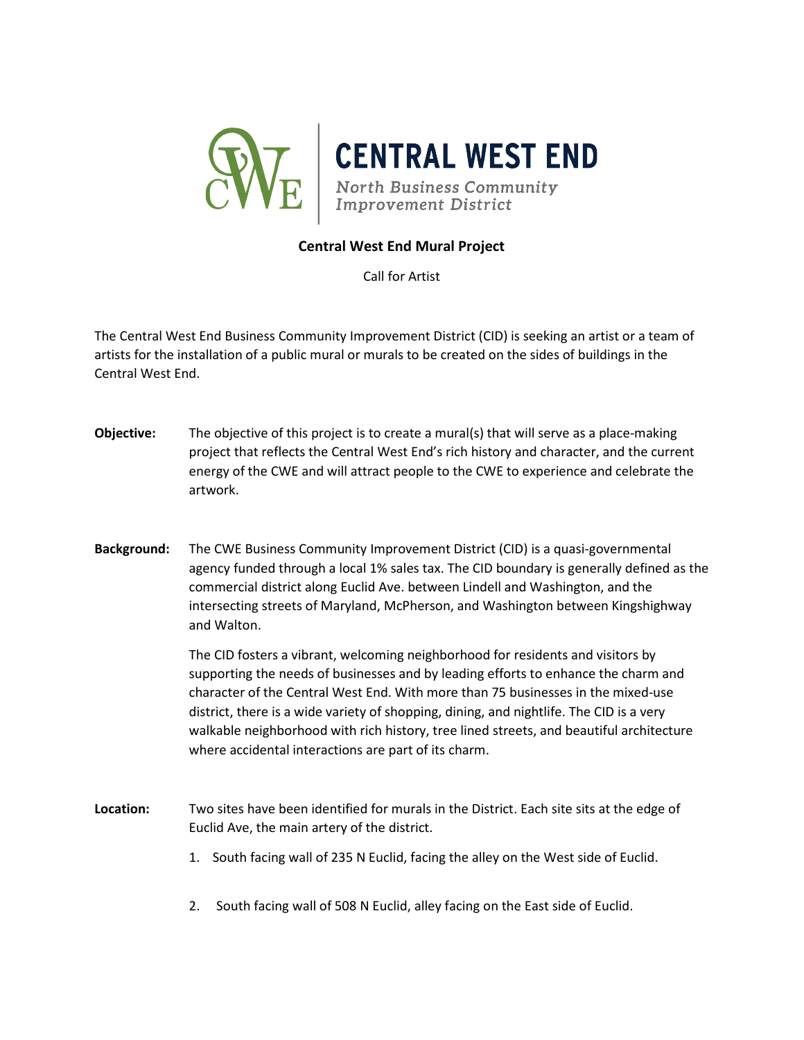# CENTRAL WEST END

North Business Community Improvement District

## Central West End Mural Project

Call for Artist

The Central West End Business Community Improvement District (CID) is seeking an artist or a team of artists for the installation of a public mural or murals to be created on the sides of buildings in the Central West End.

**Objective:** The objective of this project is to create a mural(s) that will serve as a place-making project that reflects the Central West End's rich history and character, and the current energy of the CWE and will attract people to the CWE to experience and celebrate the artwork.

**Background:** The CWE Business Community Improvement District (CID) is a quasi-governmental agency funded through a local 1% sales tax. The CID boundary is generally defined as the commercial district along Euclid Ave. between Lindell and Washington, and the intersecting streets of Maryland, McPherson, and Washington between Kingshighway and Walton.

The CID fosters a vibrant, welcoming neighborhood for residents and visitors by supporting the needs of businesses and by leading efforts to enhance the charm and character of the Central West End. With more than 75 businesses in the mixed-use district, there is a wide variety of shopping, dining, and nightlife. The CID is a very walkable neighborhood with rich history, tree lined streets, and beautiful architecture where accidental interactions are part of its charm.

**Location:** Two sites have been identified for murals in the District. Each site sits at the edge of Euclid Ave, the main artery of the district.

1. South facing wall of 235 N Euclid, facing the alley on the West side of Euclid.
2. South facing wall of 508 N Euclid, alley facing on the East side of Euclid.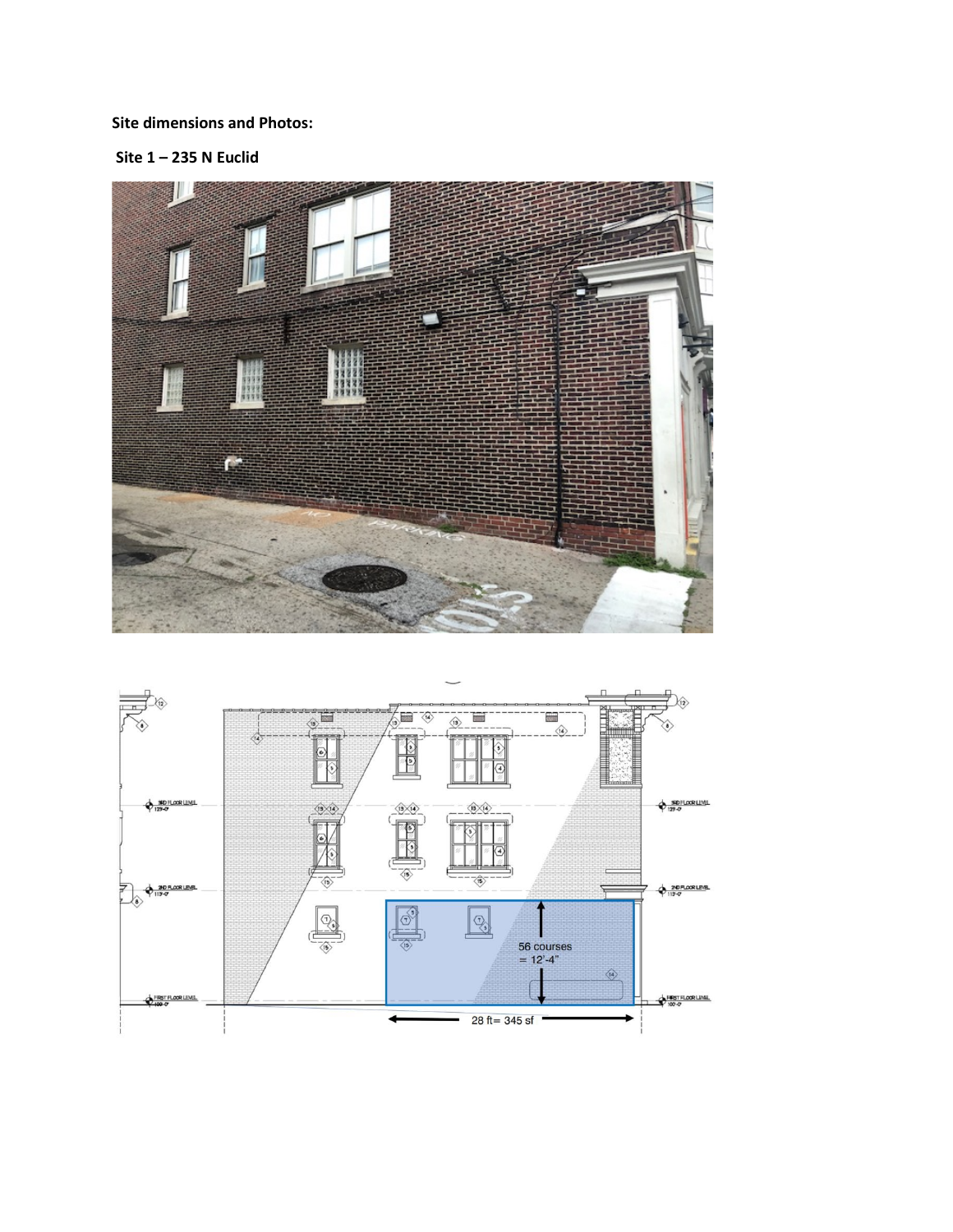**Site dimensions and Photos:**

**Site 1 – 235 N Euclid**

56 courses = 12'-4"

28 ft= 345 sf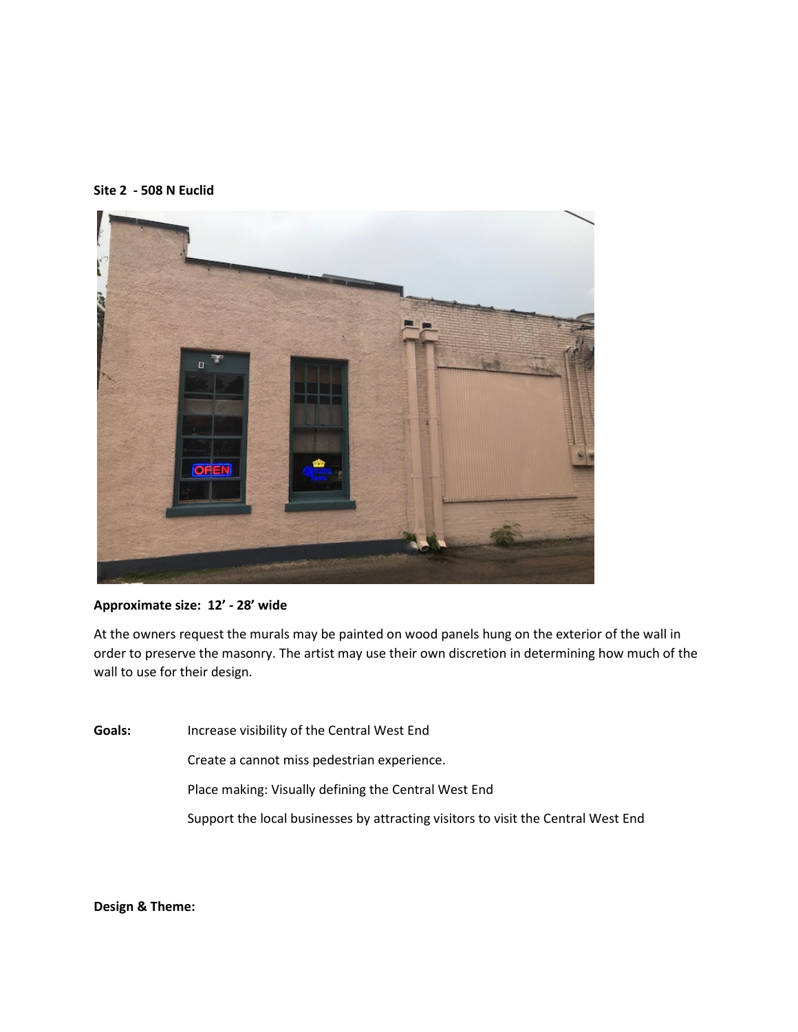**Site 2 - 508 N Euclid**

**Approximate size: 12' - 28' wide**

At the owners request the murals may be painted on wood panels hung on the exterior of the wall in order to preserve the masonry. The artist may use their own discretion in determining how much of the wall to use for their design.

**Goals:**

- Increase visibility of the Central West End
- Create a cannot miss pedestrian experience.
- Place making: Visually defining the Central West End
- Support the local businesses by attracting visitors to visit the Central West End

**Design & Theme:**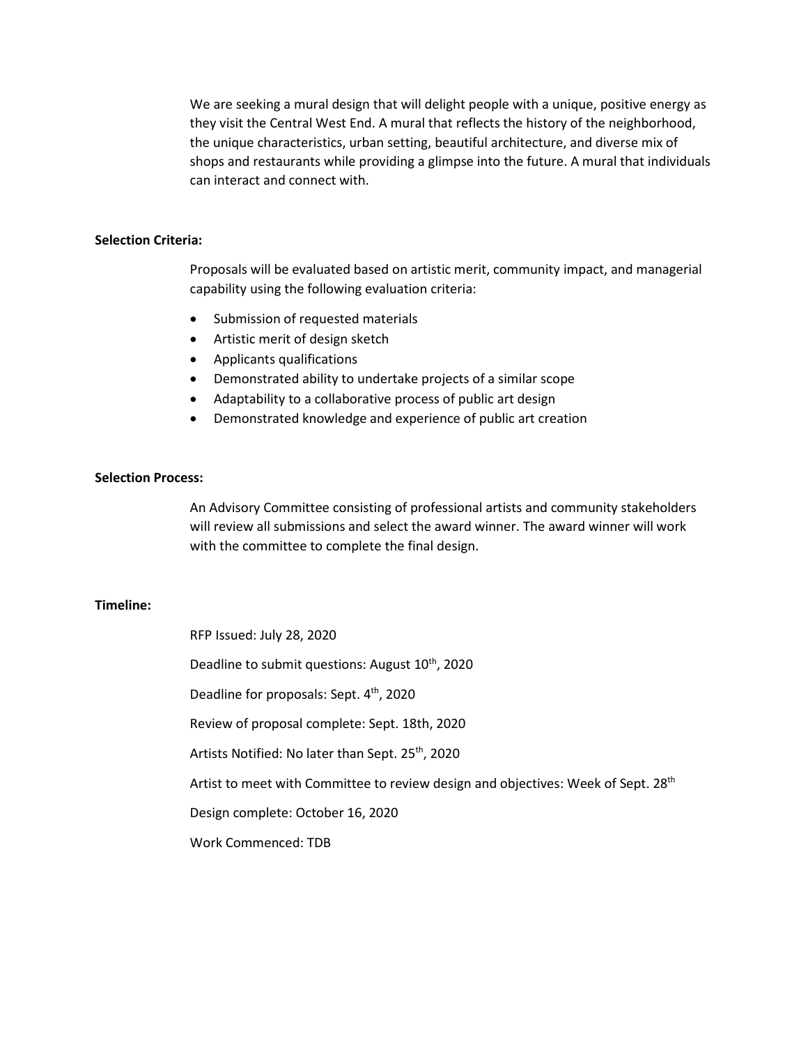We are seeking a mural design that will delight people with a unique, positive energy as they visit the Central West End. A mural that reflects the history of the neighborhood, the unique characteristics, urban setting, beautiful architecture, and diverse mix of shops and restaurants while providing a glimpse into the future. A mural that individuals can interact and connect with.

**Selection Criteria:**

Proposals will be evaluated based on artistic merit, community impact, and managerial capability using the following evaluation criteria:

- Submission of requested materials
- Artistic merit of design sketch
- Applicants qualifications
- Demonstrated ability to undertake projects of a similar scope
- Adaptability to a collaborative process of public art design
- Demonstrated knowledge and experience of public art creation

**Selection Process:**

An Advisory Committee consisting of professional artists and community stakeholders will review all submissions and select the award winner. The award winner will work with the committee to complete the final design.

**Timeline:**

RFP Issued: July 28, 2020

Deadline to submit questions: August 10th, 2020

Deadline for proposals: Sept. 4th, 2020

Review of proposal complete: Sept. 18th, 2020

Artists Notified: No later than Sept. 25th, 2020

Artist to meet with Committee to review design and objectives: Week of Sept. 28th

Design complete: October 16, 2020

Work Commenced: TDB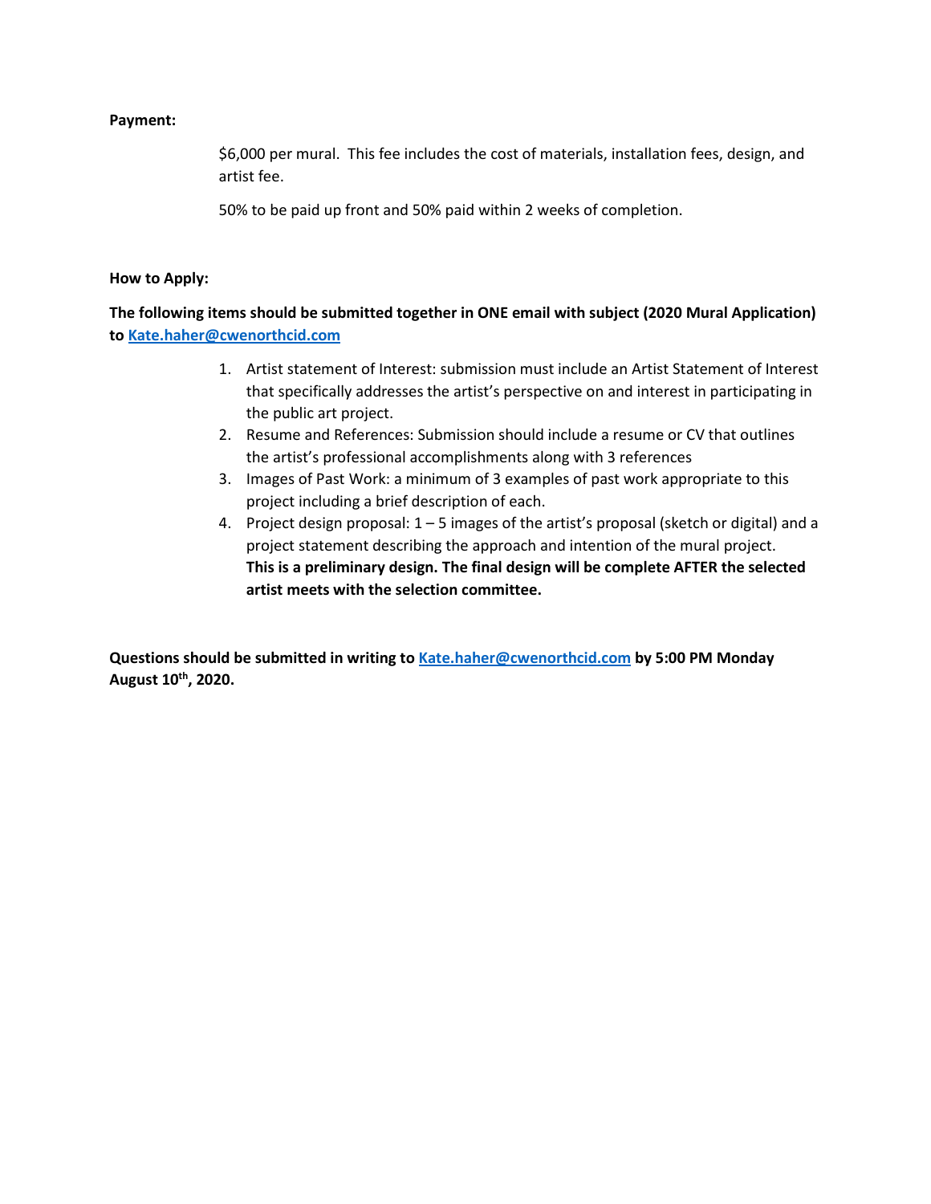**Payment:**

$6,000 per mural. This fee includes the cost of materials, installation fees, design, and artist fee.

50% to be paid up front and 50% paid within 2 weeks of completion.

**How to Apply:**

**The following items should be submitted together in ONE email with subject (2020 Mural Application) to [Kate.haher@cwenorthcid.com](mailto:Kate.haher@cwenorthcid.com)**

1. Artist statement of Interest: submission must include an Artist Statement of Interest that specifically addresses the artist's perspective on and interest in participating in the public art project.
2. Resume and References: Submission should include a resume or CV that outlines the artist's professional accomplishments along with 3 references
3. Images of Past Work: a minimum of 3 examples of past work appropriate to this project including a brief description of each.
4. Project design proposal: 1 – 5 images of the artist's proposal (sketch or digital) and a project statement describing the approach and intention of the mural project. **This is a preliminary design. The final design will be complete AFTER the selected artist meets with the selection committee.**

**Questions should be submitted in writing to [Kate.haher@cwenorthcid.com](mailto:Kate.haher@cwenorthcid.com) by 5:00 PM Monday August 10th, 2020.**